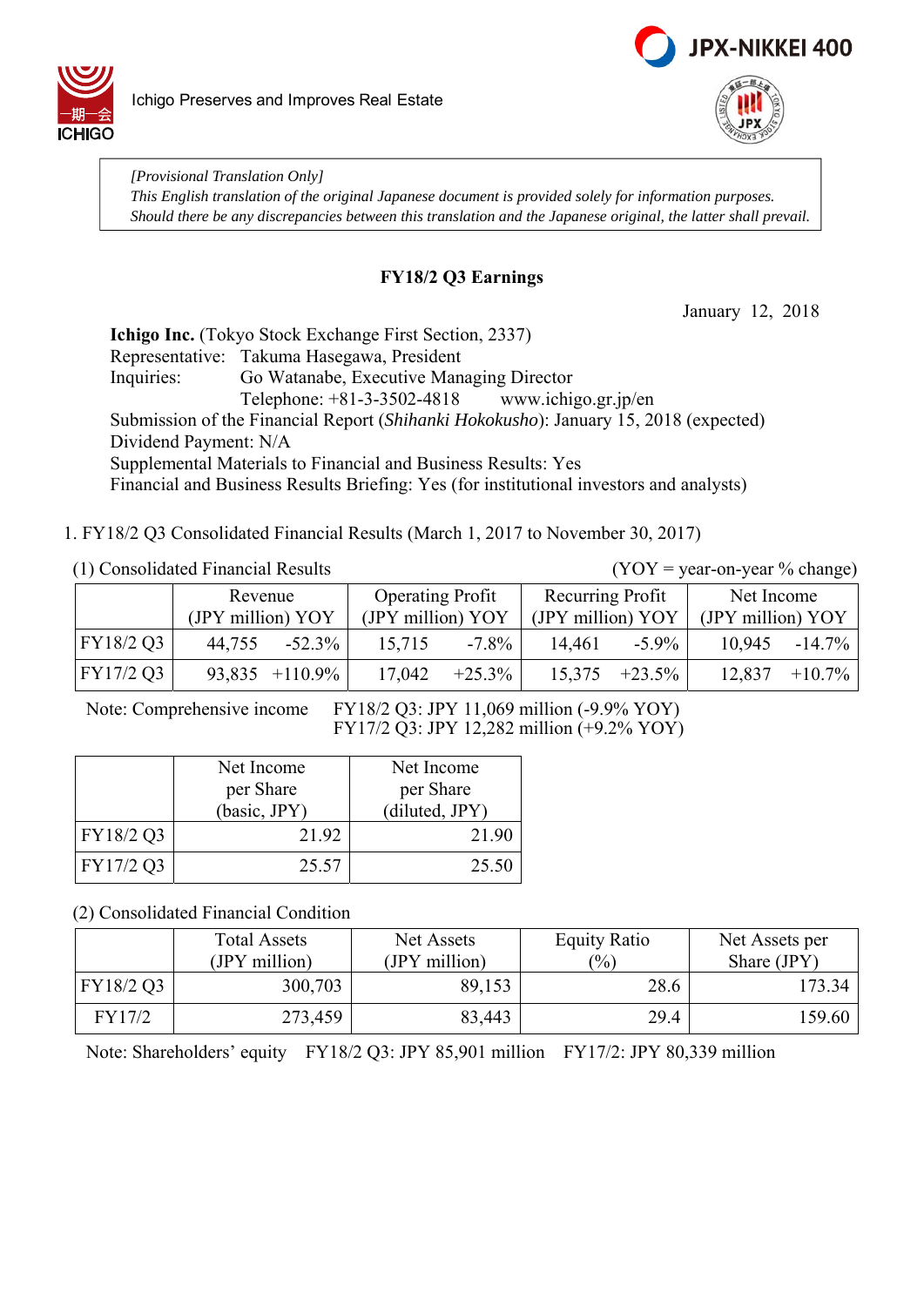Ichigo Preserves and Improves Real Estate

*[Provisional Translation Only]*
*This English translation of the original Japanese document is provided solely for information purposes. Should there be any discrepancies between this translation and the Japanese original, the latter shall prevail.*

**FY18/2 Q3 Earnings**

January 12, 2018

**Ichigo Inc.** (Tokyo Stock Exchange First Section, 2337)
Representative: Takuma Hasegawa, President
Inquiries: Go Watanabe, Executive Managing Director
Telephone: +81-3-3502-4818 www.ichigo.gr.jp/en
Submission of the Financial Report (*Shihanki Hokokusho*): January 15, 2018 (expected)
Dividend Payment: N/A
Supplemental Materials to Financial and Business Results: Yes
Financial and Business Results Briefing: Yes (for institutional investors and analysts)

1. FY18/2 Q3 Consolidated Financial Results (March 1, 2017 to November 30, 2017)

(1) Consolidated Financial Results (YOY = year-on-year % change)

| | Revenue (JPY million) | YOY | Operating Profit (JPY million) | YOY | Recurring Profit (JPY million) | YOY | Net Income (JPY million) | YOY |
|---|---|---|---|---|---|---|---|---|
| FY18/2 Q3 | 44,755 | -52.3% | 15,715 | -7.8% | 14,461 | -5.9% | 10,945 | -14.7% |
| FY17/2 Q3 | 93,835 | +110.9% | 17,042 | +25.3% | 15,375 | +23.5% | 12,837 | +10.7% |

Note: Comprehensive income FY18/2 Q3: JPY 11,069 million (-9.9% YOY)
FY17/2 Q3: JPY 12,282 million (+9.2% YOY)

| | Net Income per Share (basic, JPY) | Net Income per Share (diluted, JPY) |
|---|---|---|
| FY18/2 Q3 | 21.92 | 21.90 |
| FY17/2 Q3 | 25.57 | 25.50 |

(2) Consolidated Financial Condition

| | Total Assets (JPY million) | Net Assets (JPY million) | Equity Ratio (%) | Net Assets per Share (JPY) |
|---|---|---|---|---|
| FY18/2 Q3 | 300,703 | 89,153 | 28.6 | 173.34 |
| FY17/2 | 273,459 | 83,443 | 29.4 | 159.60 |

Note: Shareholders' equity FY18/2 Q3: JPY 85,901 million FY17/2: JPY 80,339 million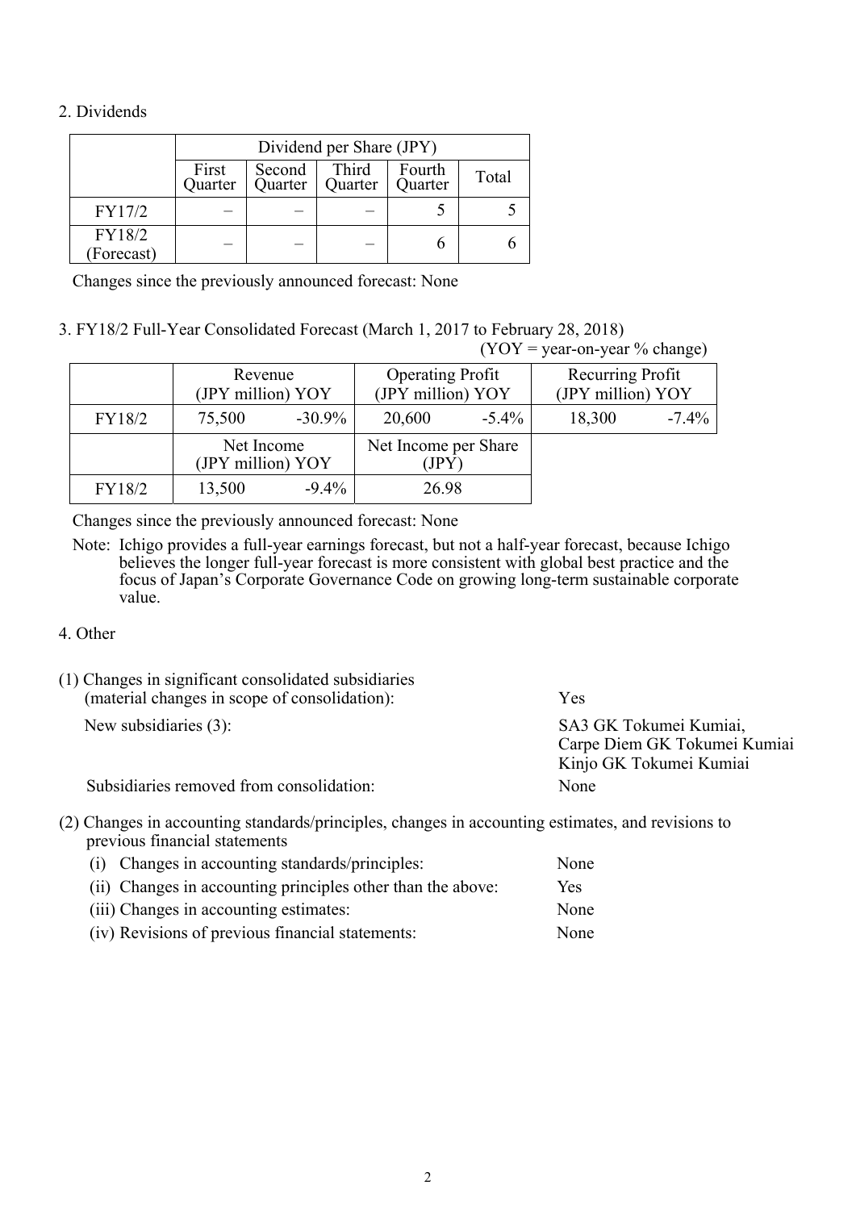## 2. Dividends

| | Dividend per Share (JPY) | | | | |
|---|---|---|---|---|---|
| | First Quarter | Second Quarter | Third Quarter | Fourth Quarter | Total |
| FY17/2 | – | – | – | 5 | 5 |
| FY18/2 (Forecast) | – | – | – | 6 | 6 |

Changes since the previously announced forecast: None

## 3. FY18/2 Full-Year Consolidated Forecast (March 1, 2017 to February 28, 2018)

(YOY = year-on-year % change)

| | Revenue (JPY million) YOY | | Operating Profit (JPY million) YOY | | Recurring Profit (JPY million) YOY | |
|---|---|---|---|---|---|---|
| FY18/2 | 75,500 | -30.9% | 20,600 | -5.4% | 18,300 | -7.4% |
| | Net Income (JPY million) YOY | | Net Income per Share (JPY) | | | |
| FY18/2 | 13,500 | -9.4% | 26.98 | | | |

Changes since the previously announced forecast: None

Note: Ichigo provides a full-year earnings forecast, but not a half-year forecast, because Ichigo believes the longer full-year forecast is more consistent with global best practice and the focus of Japan's Corporate Governance Code on growing long-term sustainable corporate value.

## 4. Other

(1) Changes in significant consolidated subsidiaries (material changes in scope of consolidation): Yes

New subsidiaries (3): SA3 GK Tokumei Kumiai, Carpe Diem GK Tokumei Kumiai, Kinjo GK Tokumei Kumiai

Subsidiaries removed from consolidation: None

(2) Changes in accounting standards/principles, changes in accounting estimates, and revisions to previous financial statements

- (i) Changes in accounting standards/principles: None
- (ii) Changes in accounting principles other than the above: Yes
- (iii) Changes in accounting estimates: None
- (iv) Revisions of previous financial statements: None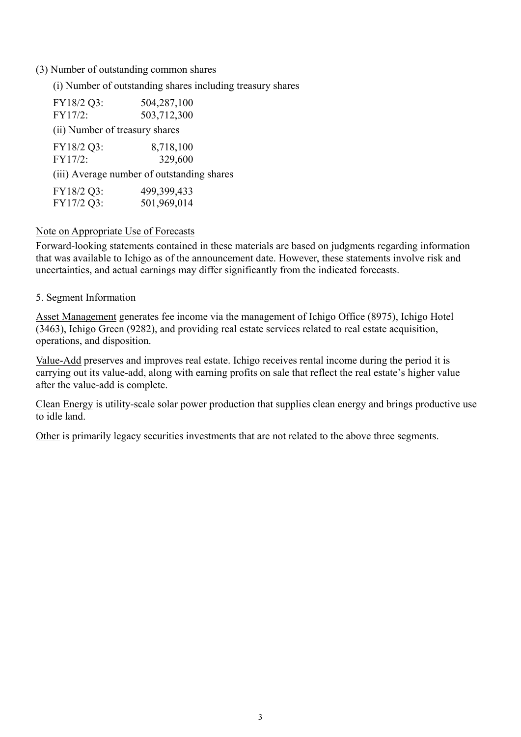(3) Number of outstanding common shares

(i) Number of outstanding shares including treasury shares

| | |
|---|---|
| FY18/2 Q3: | 504,287,100 |
| FY17/2: | 503,712,300 |

(ii) Number of treasury shares

| | |
|---|---|
| FY18/2 Q3: | 8,718,100 |
| FY17/2: | 329,600 |

(iii) Average number of outstanding shares

| | |
|---|---|
| FY18/2 Q3: | 499,399,433 |
| FY17/2 Q3: | 501,969,014 |

Note on Appropriate Use of Forecasts

Forward-looking statements contained in these materials are based on judgments regarding information that was available to Ichigo as of the announcement date. However, these statements involve risk and uncertainties, and actual earnings may differ significantly from the indicated forecasts.

5. Segment Information

Asset Management generates fee income via the management of Ichigo Office (8975), Ichigo Hotel (3463), Ichigo Green (9282), and providing real estate services related to real estate acquisition, operations, and disposition.

Value-Add preserves and improves real estate. Ichigo receives rental income during the period it is carrying out its value-add, along with earning profits on sale that reflect the real estate's higher value after the value-add is complete.

Clean Energy is utility-scale solar power production that supplies clean energy and brings productive use to idle land.

Other is primarily legacy securities investments that are not related to the above three segments.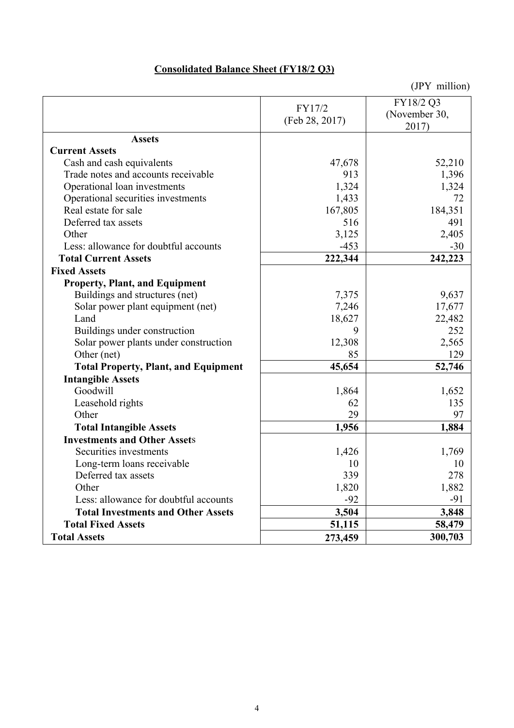## Consolidated Balance Sheet (FY18/2 Q3)

(JPY million)

| | FY17/2 (Feb 28, 2017) | FY18/2 Q3 (November 30, 2017) |
|---|---|---|
| **Assets** | | |
| **Current Assets** | | |
| Cash and cash equivalents | 47,678 | 52,210 |
| Trade notes and accounts receivable | 913 | 1,396 |
| Operational loan investments | 1,324 | 1,324 |
| Operational securities investments | 1,433 | 72 |
| Real estate for sale | 167,805 | 184,351 |
| Deferred tax assets | 516 | 491 |
| Other | 3,125 | 2,405 |
| Less: allowance for doubtful accounts | -453 | -30 |
| **Total Current Assets** | **222,344** | **242,223** |
| **Fixed Assets** | | |
| **Property, Plant, and Equipment** | | |
| Buildings and structures (net) | 7,375 | 9,637 |
| Solar power plant equipment (net) | 7,246 | 17,677 |
| Land | 18,627 | 22,482 |
| Buildings under construction | 9 | 252 |
| Solar power plants under construction | 12,308 | 2,565 |
| Other (net) | 85 | 129 |
| **Total Property, Plant, and Equipment** | **45,654** | **52,746** |
| **Intangible Assets** | | |
| Goodwill | 1,864 | 1,652 |
| Leasehold rights | 62 | 135 |
| Other | 29 | 97 |
| **Total Intangible Assets** | **1,956** | **1,884** |
| **Investments and Other Assets** | | |
| Securities investments | 1,426 | 1,769 |
| Long-term loans receivable | 10 | 10 |
| Deferred tax assets | 339 | 278 |
| Other | 1,820 | 1,882 |
| Less: allowance for doubtful accounts | -92 | -91 |
| **Total Investments and Other Assets** | **3,504** | **3,848** |
| **Total Fixed Assets** | **51,115** | **58,479** |
| **Total Assets** | **273,459** | **300,703** |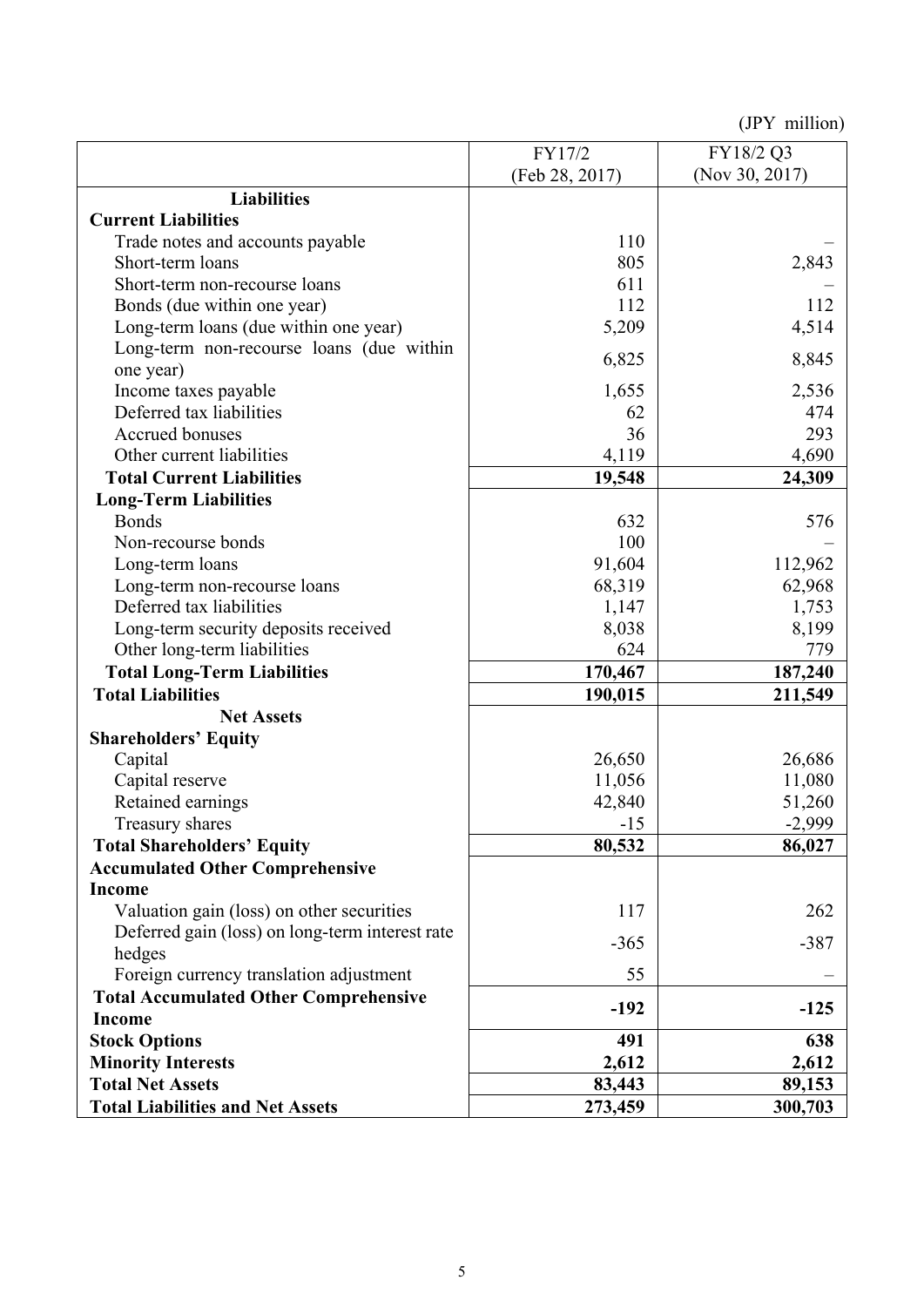(JPY million)

| | FY17/2<br>(Feb 28, 2017) | FY18/2 Q3<br>(Nov 30, 2017) |
|---|---|---|
| **Liabilities** | | |
| **Current Liabilities** | | |
| Trade notes and accounts payable | 110 | – |
| Short-term loans | 805 | 2,843 |
| Short-term non-recourse loans | 611 | – |
| Bonds (due within one year) | 112 | 112 |
| Long-term loans (due within one year) | 5,209 | 4,514 |
| Long-term non-recourse loans (due within one year) | 6,825 | 8,845 |
| Income taxes payable | 1,655 | 2,536 |
| Deferred tax liabilities | 62 | 474 |
| Accrued bonuses | 36 | 293 |
| Other current liabilities | 4,119 | 4,690 |
| **Total Current Liabilities** | **19,548** | **24,309** |
| **Long-Term Liabilities** | | |
| Bonds | 632 | 576 |
| Non-recourse bonds | 100 | – |
| Long-term loans | 91,604 | 112,962 |
| Long-term non-recourse loans | 68,319 | 62,968 |
| Deferred tax liabilities | 1,147 | 1,753 |
| Long-term security deposits received | 8,038 | 8,199 |
| Other long-term liabilities | 624 | 779 |
| **Total Long-Term Liabilities** | **170,467** | **187,240** |
| **Total Liabilities** | **190,015** | **211,549** |
| **Net Assets** | | |
| **Shareholders' Equity** | | |
| Capital | 26,650 | 26,686 |
| Capital reserve | 11,056 | 11,080 |
| Retained earnings | 42,840 | 51,260 |
| Treasury shares | -15 | -2,999 |
| **Total Shareholders' Equity** | **80,532** | **86,027** |
| **Accumulated Other Comprehensive Income** | | |
| Valuation gain (loss) on other securities | 117 | 262 |
| Deferred gain (loss) on long-term interest rate hedges | -365 | -387 |
| Foreign currency translation adjustment | 55 | – |
| **Total Accumulated Other Comprehensive Income** | **-192** | **-125** |
| **Stock Options** | **491** | **638** |
| **Minority Interests** | **2,612** | **2,612** |
| **Total Net Assets** | **83,443** | **89,153** |
| **Total Liabilities and Net Assets** | **273,459** | **300,703** |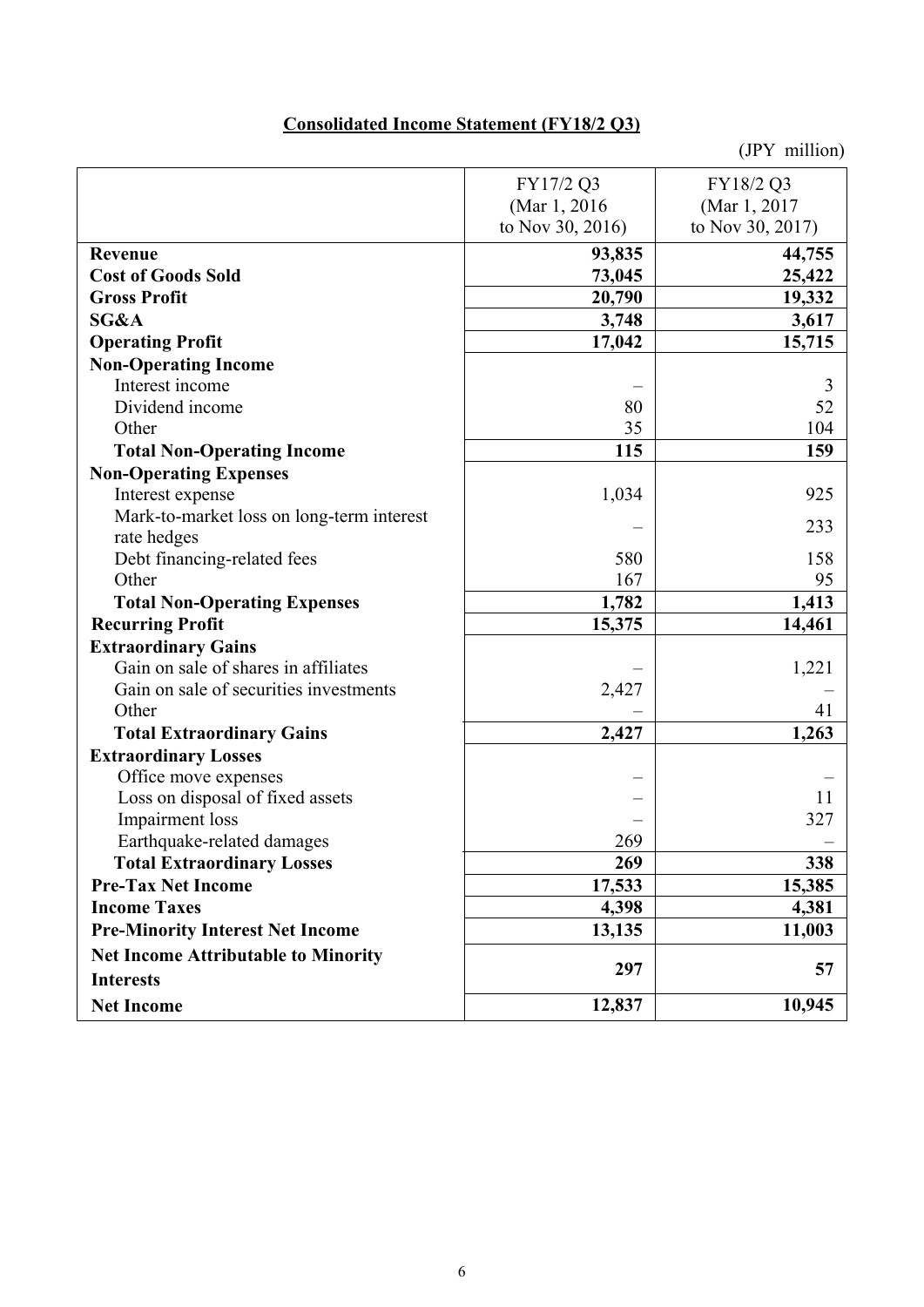**Consolidated Income Statement (FY18/2 Q3)**

(JPY million)

| | FY17/2 Q3 (Mar 1, 2016 to Nov 30, 2016) | FY18/2 Q3 (Mar 1, 2017 to Nov 30, 2017) |
|---|---|---|
| **Revenue** | **93,835** | **44,755** |
| **Cost of Goods Sold** | **73,045** | **25,422** |
| **Gross Profit** | **20,790** | **19,332** |
| **SG&A** | **3,748** | **3,617** |
| **Operating Profit** | **17,042** | **15,715** |
| **Non-Operating Income** | | |
| Interest income | – | 3 |
| Dividend income | 80 | 52 |
| Other | 35 | 104 |
| **Total Non-Operating Income** | **115** | **159** |
| **Non-Operating Expenses** | | |
| Interest expense | 1,034 | 925 |
| Mark-to-market loss on long-term interest rate hedges | – | 233 |
| Debt financing-related fees | 580 | 158 |
| Other | 167 | 95 |
| **Total Non-Operating Expenses** | **1,782** | **1,413** |
| **Recurring Profit** | **15,375** | **14,461** |
| **Extraordinary Gains** | | |
| Gain on sale of shares in affiliates | – | 1,221 |
| Gain on sale of securities investments | 2,427 | – |
| Other | – | 41 |
| **Total Extraordinary Gains** | **2,427** | **1,263** |
| **Extraordinary Losses** | | |
| Office move expenses | – | – |
| Loss on disposal of fixed assets | – | 11 |
| Impairment loss | – | 327 |
| Earthquake-related damages | 269 | – |
| **Total Extraordinary Losses** | **269** | **338** |
| **Pre-Tax Net Income** | **17,533** | **15,385** |
| **Income Taxes** | **4,398** | **4,381** |
| **Pre-Minority Interest Net Income** | **13,135** | **11,003** |
| **Net Income Attributable to Minority Interests** | **297** | **57** |
| **Net Income** | **12,837** | **10,945** |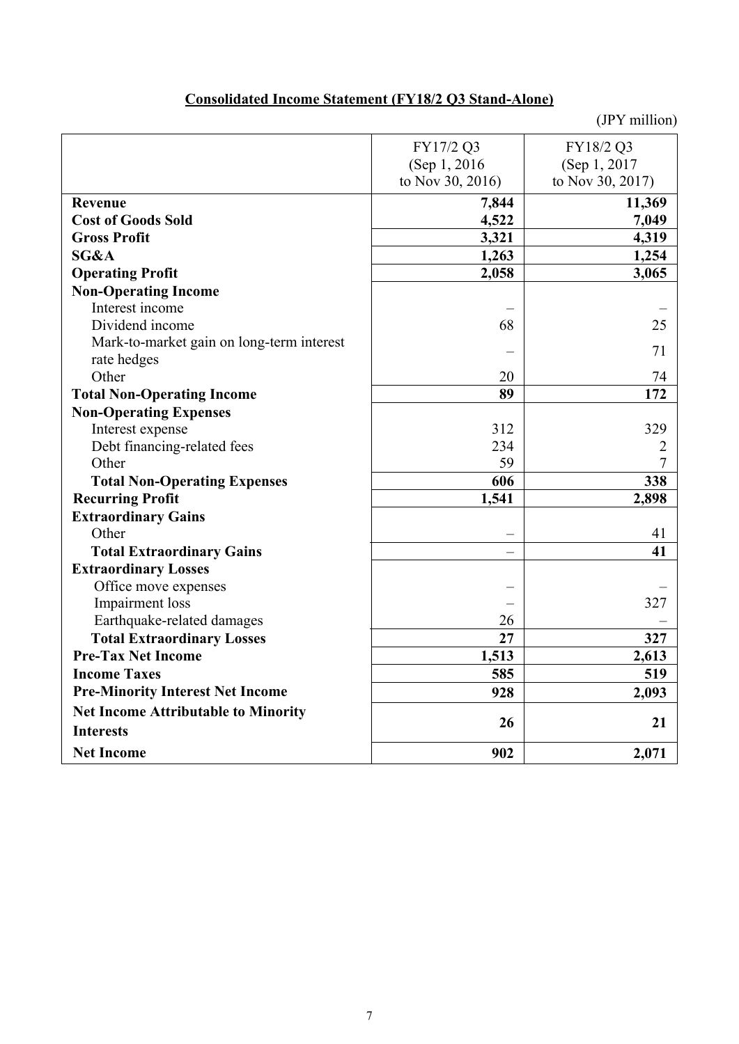## Consolidated Income Statement (FY18/2 Q3 Stand-Alone)

(JPY million)

| | FY17/2 Q3 (Sep 1, 2016 to Nov 30, 2016) | FY18/2 Q3 (Sep 1, 2017 to Nov 30, 2017) |
|---|---|---|
| **Revenue** | **7,844** | **11,369** |
| **Cost of Goods Sold** | **4,522** | **7,049** |
| **Gross Profit** | **3,321** | **4,319** |
| **SG&A** | **1,263** | **1,254** |
| **Operating Profit** | **2,058** | **3,065** |
| **Non-Operating Income** | | |
| Interest income | – | – |
| Dividend income | 68 | 25 |
| Mark-to-market gain on long-term interest rate hedges | – | 71 |
| Other | 20 | 74 |
| **Total Non-Operating Income** | **89** | **172** |
| **Non-Operating Expenses** | | |
| Interest expense | 312 | 329 |
| Debt financing-related fees | 234 | 2 |
| Other | 59 | 7 |
| **Total Non-Operating Expenses** | **606** | **338** |
| **Recurring Profit** | **1,541** | **2,898** |
| **Extraordinary Gains** | | |
| Other | – | 41 |
| **Total Extraordinary Gains** | – | **41** |
| **Extraordinary Losses** | | |
| Office move expenses | – | – |
| Impairment loss | – | 327 |
| Earthquake-related damages | 26 | – |
| **Total Extraordinary Losses** | **27** | **327** |
| **Pre-Tax Net Income** | **1,513** | **2,613** |
| **Income Taxes** | **585** | **519** |
| **Pre-Minority Interest Net Income** | **928** | **2,093** |
| **Net Income Attributable to Minority Interests** | **26** | **21** |
| **Net Income** | **902** | **2,071** |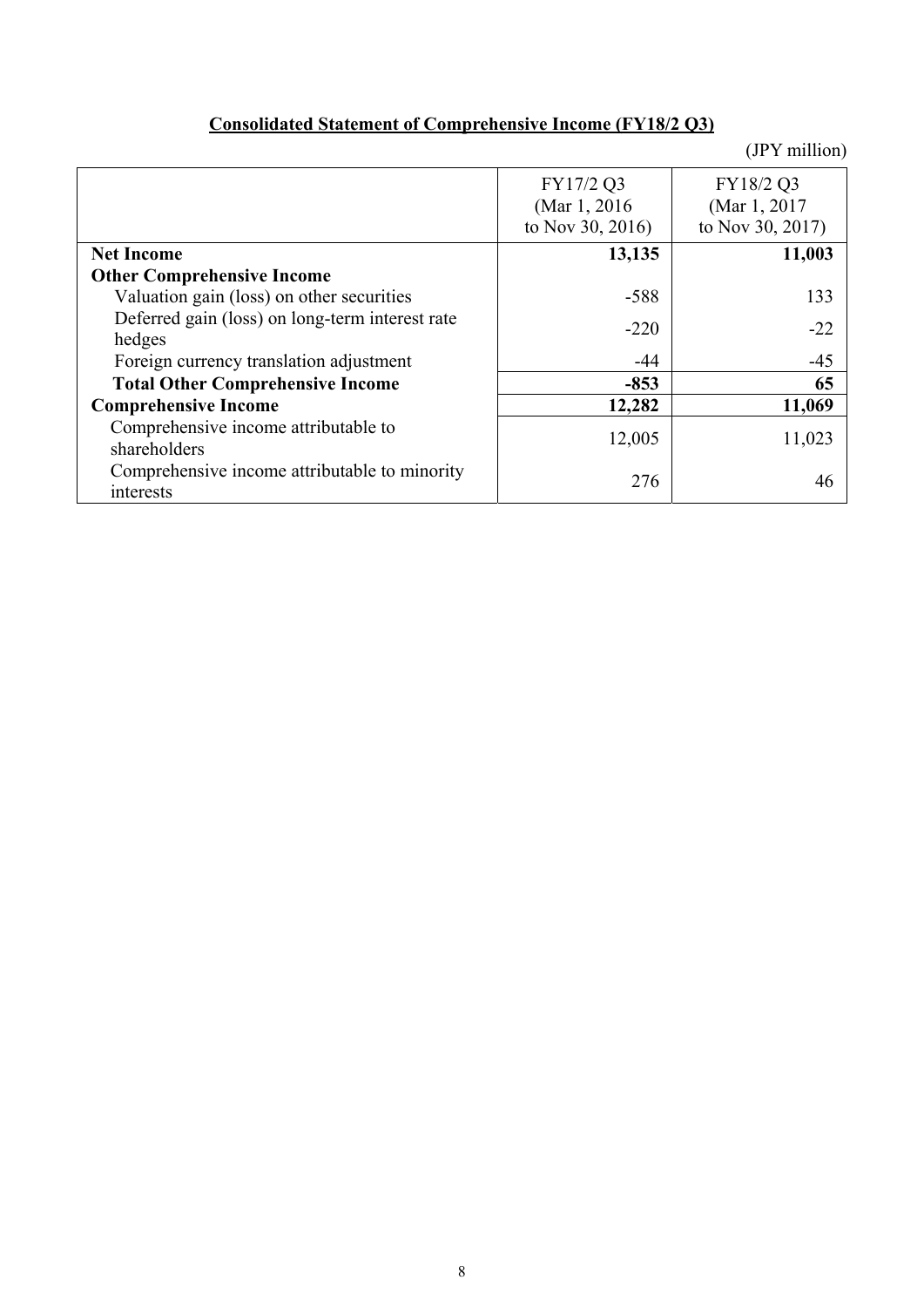## Consolidated Statement of Comprehensive Income (FY18/2 Q3)

(JPY million)

| | FY17/2 Q3 (Mar 1, 2016 to Nov 30, 2016) | FY18/2 Q3 (Mar 1, 2017 to Nov 30, 2017) |
|---|---|---|
| **Net Income** | **13,135** | **11,003** |
| **Other Comprehensive Income** | | |
| Valuation gain (loss) on other securities | -588 | 133 |
| Deferred gain (loss) on long-term interest rate hedges | -220 | -22 |
| Foreign currency translation adjustment | -44 | -45 |
| **Total Other Comprehensive Income** | **-853** | **65** |
| **Comprehensive Income** | **12,282** | **11,069** |
| Comprehensive income attributable to shareholders | 12,005 | 11,023 |
| Comprehensive income attributable to minority interests | 276 | 46 |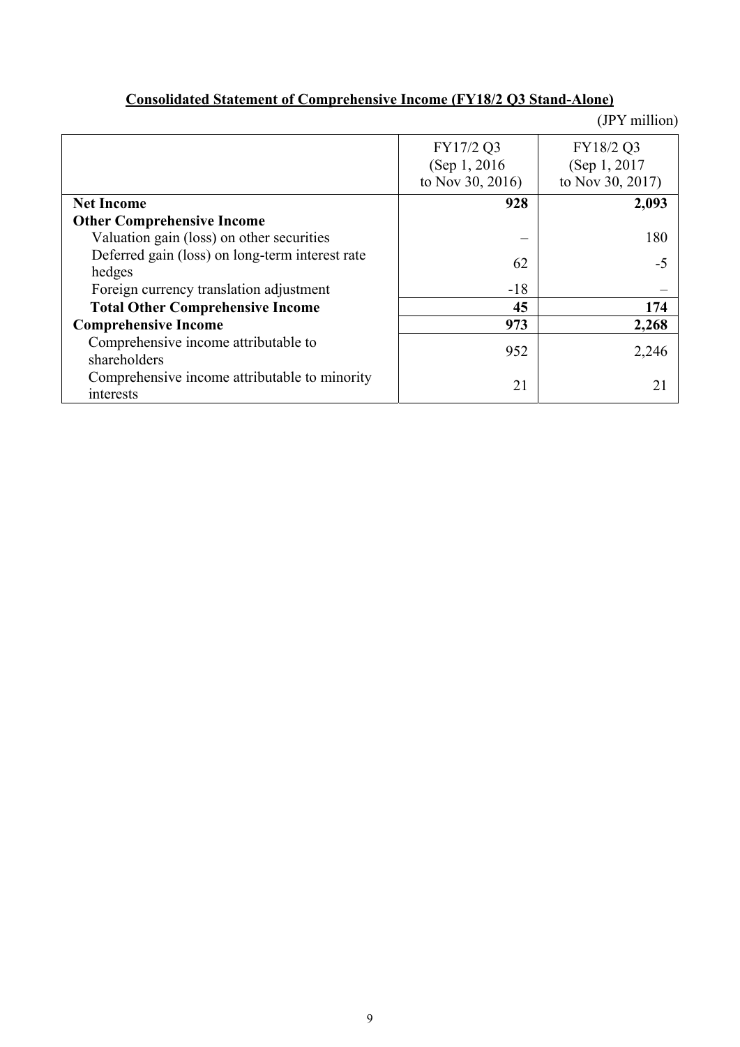**Consolidated Statement of Comprehensive Income (FY18/2 Q3 Stand-Alone)**

(JPY million)

| | FY17/2 Q3 (Sep 1, 2016 to Nov 30, 2016) | FY18/2 Q3 (Sep 1, 2017 to Nov 30, 2017) |
|---|---|---|
| **Net Income** | **928** | **2,093** |
| **Other Comprehensive Income** | | |
| Valuation gain (loss) on other securities | – | 180 |
| Deferred gain (loss) on long-term interest rate hedges | 62 | -5 |
| Foreign currency translation adjustment | -18 | – |
| **Total Other Comprehensive Income** | **45** | **174** |
| **Comprehensive Income** | **973** | **2,268** |
| Comprehensive income attributable to shareholders | 952 | 2,246 |
| Comprehensive income attributable to minority interests | 21 | 21 |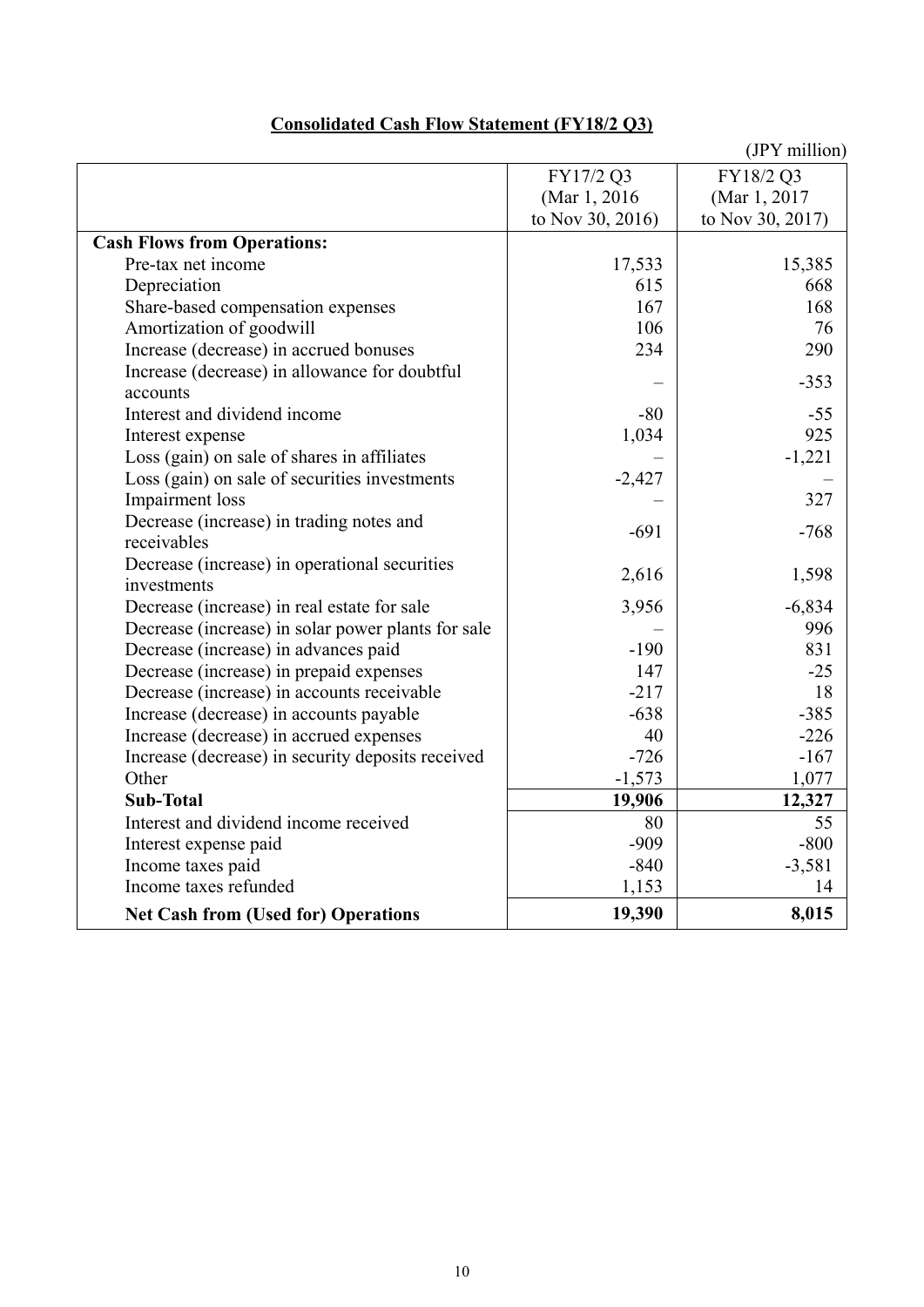## Consolidated Cash Flow Statement (FY18/2 Q3)

(JPY million)

| | FY17/2 Q3 (Mar 1, 2016 to Nov 30, 2016) | FY18/2 Q3 (Mar 1, 2017 to Nov 30, 2017) |
|---|---|---|
| **Cash Flows from Operations:** | | |
| Pre-tax net income | 17,533 | 15,385 |
| Depreciation | 615 | 668 |
| Share-based compensation expenses | 167 | 168 |
| Amortization of goodwill | 106 | 76 |
| Increase (decrease) in accrued bonuses | 234 | 290 |
| Increase (decrease) in allowance for doubtful accounts | – | -353 |
| Interest and dividend income | -80 | -55 |
| Interest expense | 1,034 | 925 |
| Loss (gain) on sale of shares in affiliates | – | -1,221 |
| Loss (gain) on sale of securities investments | -2,427 | – |
| Impairment loss | – | 327 |
| Decrease (increase) in trading notes and receivables | -691 | -768 |
| Decrease (increase) in operational securities investments | 2,616 | 1,598 |
| Decrease (increase) in real estate for sale | 3,956 | -6,834 |
| Decrease (increase) in solar power plants for sale | – | 996 |
| Decrease (increase) in advances paid | -190 | 831 |
| Decrease (increase) in prepaid expenses | 147 | -25 |
| Decrease (increase) in accounts receivable | -217 | 18 |
| Increase (decrease) in accounts payable | -638 | -385 |
| Increase (decrease) in accrued expenses | 40 | -226 |
| Increase (decrease) in security deposits received | -726 | -167 |
| Other | -1,573 | 1,077 |
| **Sub-Total** | **19,906** | **12,327** |
| Interest and dividend income received | 80 | 55 |
| Interest expense paid | -909 | -800 |
| Income taxes paid | -840 | -3,581 |
| Income taxes refunded | 1,153 | 14 |
| **Net Cash from (Used for) Operations** | **19,390** | **8,015** |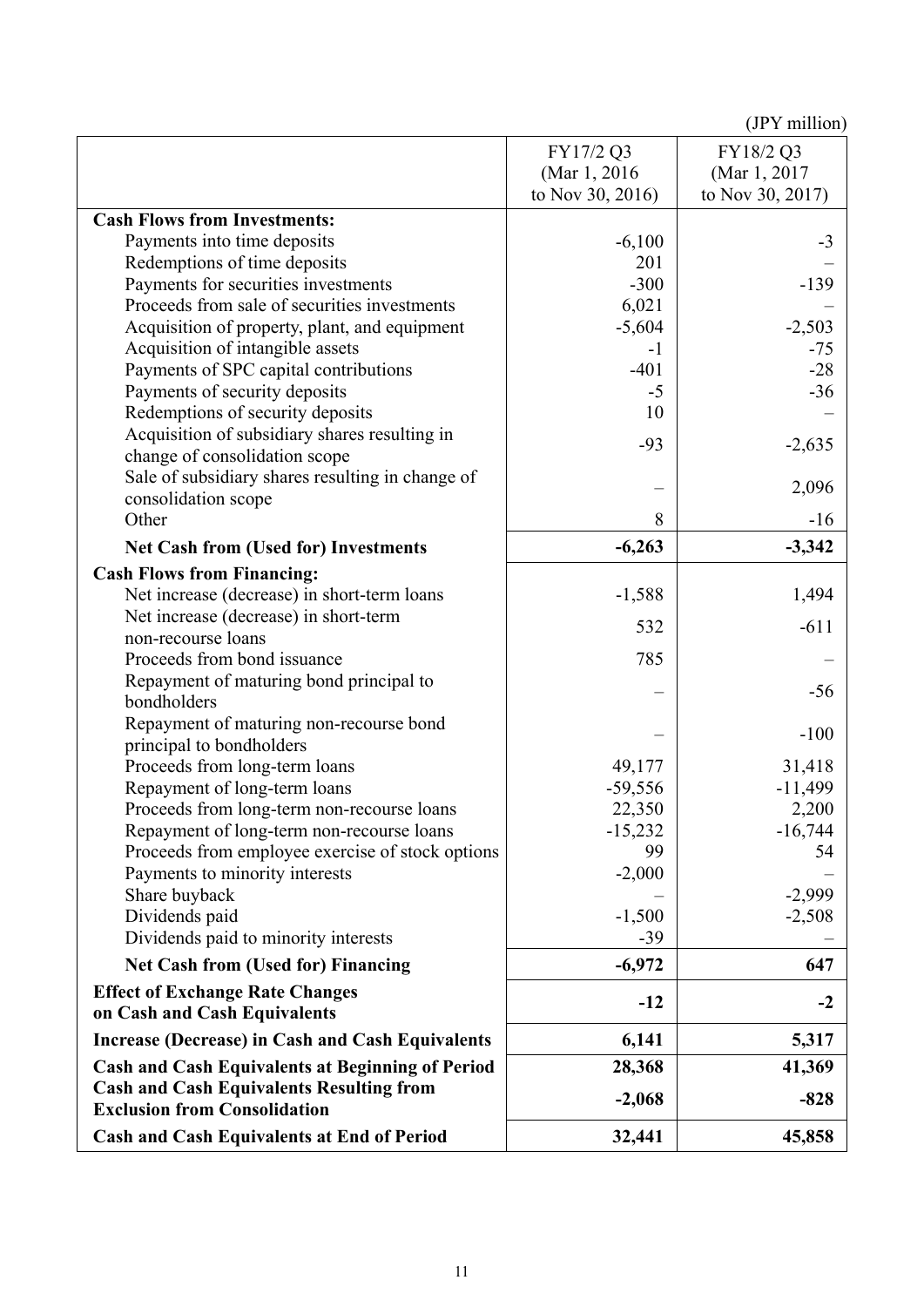(JPY million)

| | FY17/2 Q3 (Mar 1, 2016 to Nov 30, 2016) | FY18/2 Q3 (Mar 1, 2017 to Nov 30, 2017) |
|---|---|---|
| **Cash Flows from Investments:** | | |
| Payments into time deposits | -6,100 | -3 |
| Redemptions of time deposits | 201 | – |
| Payments for securities investments | -300 | -139 |
| Proceeds from sale of securities investments | 6,021 | – |
| Acquisition of property, plant, and equipment | -5,604 | -2,503 |
| Acquisition of intangible assets | -1 | -75 |
| Payments of SPC capital contributions | -401 | -28 |
| Payments of security deposits | -5 | -36 |
| Redemptions of security deposits | 10 | – |
| Acquisition of subsidiary shares resulting in change of consolidation scope | -93 | -2,635 |
| Sale of subsidiary shares resulting in change of consolidation scope | – | 2,096 |
| Other | 8 | -16 |
| **Net Cash from (Used for) Investments** | **-6,263** | **-3,342** |
| **Cash Flows from Financing:** | | |
| Net increase (decrease) in short-term loans | -1,588 | 1,494 |
| Net increase (decrease) in short-term non-recourse loans | 532 | -611 |
| Proceeds from bond issuance | 785 | – |
| Repayment of maturing bond principal to bondholders | – | -56 |
| Repayment of maturing non-recourse bond principal to bondholders | – | -100 |
| Proceeds from long-term loans | 49,177 | 31,418 |
| Repayment of long-term loans | -59,556 | -11,499 |
| Proceeds from long-term non-recourse loans | 22,350 | 2,200 |
| Repayment of long-term non-recourse loans | -15,232 | -16,744 |
| Proceeds from employee exercise of stock options | 99 | 54 |
| Payments to minority interests | -2,000 | – |
| Share buyback | – | -2,999 |
| Dividends paid | -1,500 | -2,508 |
| Dividends paid to minority interests | -39 | – |
| **Net Cash from (Used for) Financing** | **-6,972** | **647** |
| **Effect of Exchange Rate Changes on Cash and Cash Equivalents** | **-12** | **-2** |
| **Increase (Decrease) in Cash and Cash Equivalents** | **6,141** | **5,317** |
| **Cash and Cash Equivalents at Beginning of Period** | **28,368** | **41,369** |
| **Cash and Cash Equivalents Resulting from Exclusion from Consolidation** | **-2,068** | **-828** |
| **Cash and Cash Equivalents at End of Period** | **32,441** | **45,858** |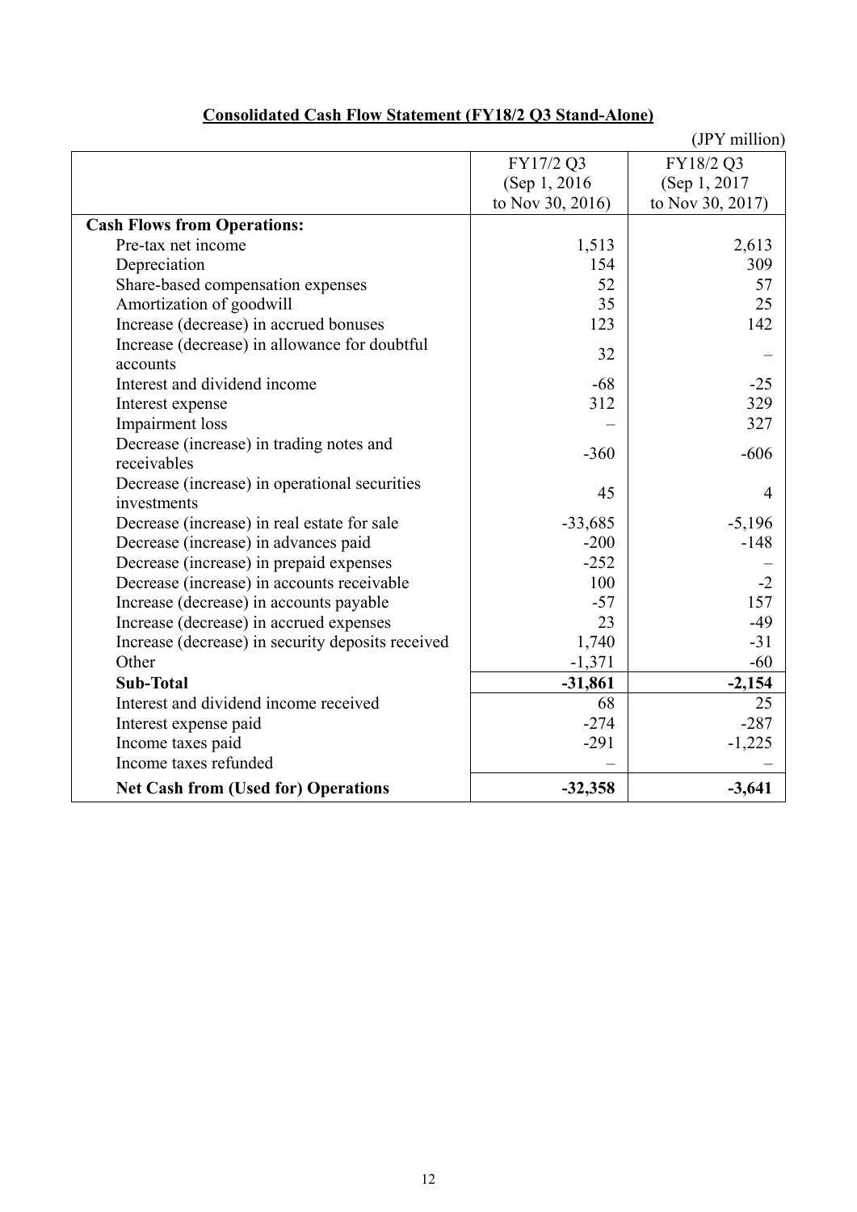## Consolidated Cash Flow Statement (FY18/2 Q3 Stand-Alone)

(JPY million)

| | FY17/2 Q3 (Sep 1, 2016 to Nov 30, 2016) | FY18/2 Q3 (Sep 1, 2017 to Nov 30, 2017) |
|---|---|---|
| **Cash Flows from Operations:** | | |
| Pre-tax net income | 1,513 | 2,613 |
| Depreciation | 154 | 309 |
| Share-based compensation expenses | 52 | 57 |
| Amortization of goodwill | 35 | 25 |
| Increase (decrease) in accrued bonuses | 123 | 142 |
| Increase (decrease) in allowance for doubtful accounts | 32 | – |
| Interest and dividend income | -68 | -25 |
| Interest expense | 312 | 329 |
| Impairment loss | – | 327 |
| Decrease (increase) in trading notes and receivables | -360 | -606 |
| Decrease (increase) in operational securities investments | 45 | 4 |
| Decrease (increase) in real estate for sale | -33,685 | -5,196 |
| Decrease (increase) in advances paid | -200 | -148 |
| Decrease (increase) in prepaid expenses | -252 | – |
| Decrease (increase) in accounts receivable | 100 | -2 |
| Increase (decrease) in accounts payable | -57 | 157 |
| Increase (decrease) in accrued expenses | 23 | -49 |
| Increase (decrease) in security deposits received | 1,740 | -31 |
| Other | -1,371 | -60 |
| **Sub-Total** | **-31,861** | **-2,154** |
| Interest and dividend income received | 68 | 25 |
| Interest expense paid | -274 | -287 |
| Income taxes paid | -291 | -1,225 |
| Income taxes refunded | – | – |
| **Net Cash from (Used for) Operations** | **-32,358** | **-3,641** |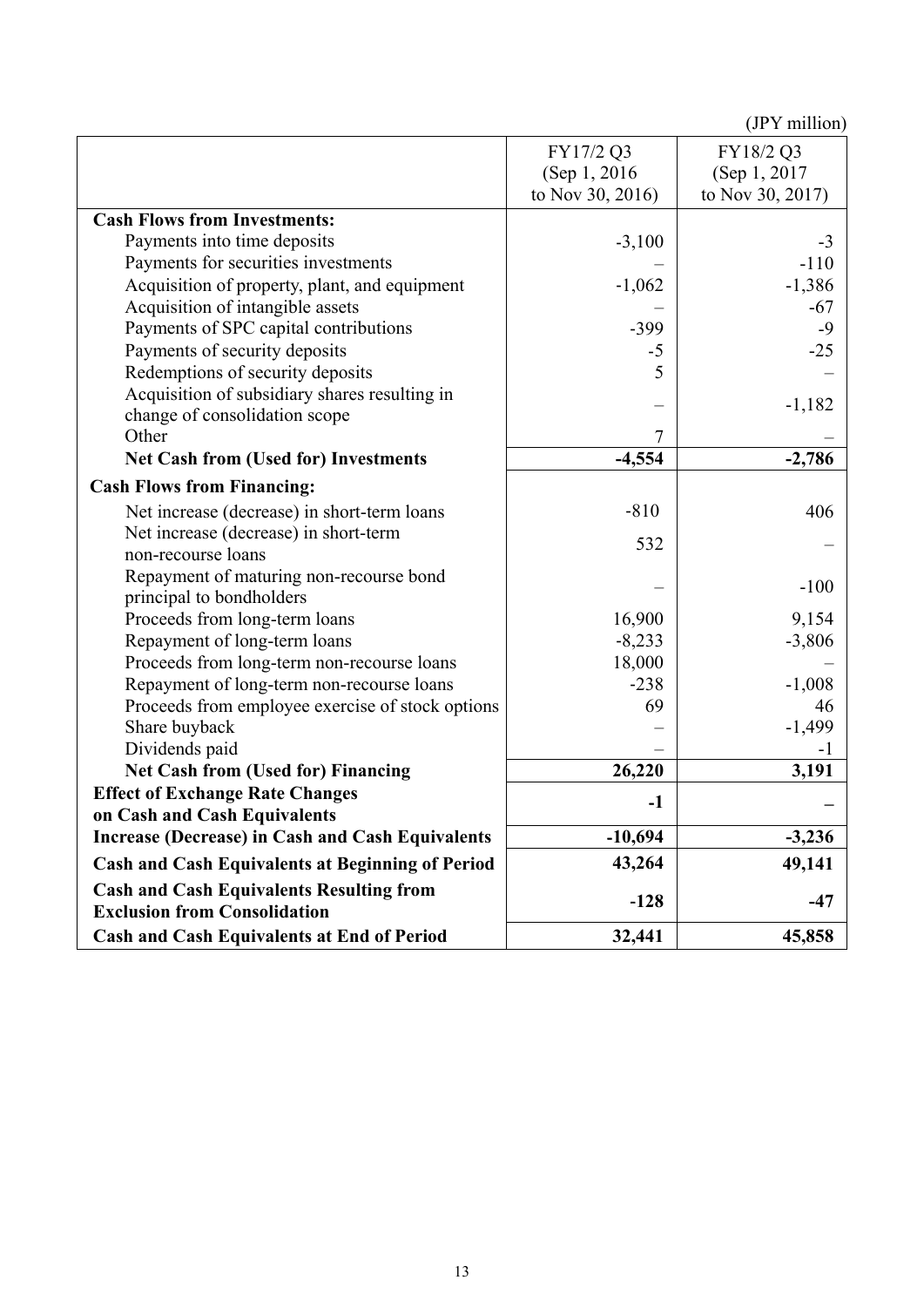(JPY million)

| | FY17/2 Q3 (Sep 1, 2016 to Nov 30, 2016) | FY18/2 Q3 (Sep 1, 2017 to Nov 30, 2017) |
|---|---|---|
| **Cash Flows from Investments:** | | |
| Payments into time deposits | -3,100 | -3 |
| Payments for securities investments | – | -110 |
| Acquisition of property, plant, and equipment | -1,062 | -1,386 |
| Acquisition of intangible assets | – | -67 |
| Payments of SPC capital contributions | -399 | -9 |
| Payments of security deposits | -5 | -25 |
| Redemptions of security deposits | 5 | – |
| Acquisition of subsidiary shares resulting in change of consolidation scope | – | -1,182 |
| Other | 7 | – |
| **Net Cash from (Used for) Investments** | **-4,554** | **-2,786** |
| **Cash Flows from Financing:** | | |
| Net increase (decrease) in short-term loans | -810 | 406 |
| Net increase (decrease) in short-term non-recourse loans | 532 | – |
| Repayment of maturing non-recourse bond principal to bondholders | – | -100 |
| Proceeds from long-term loans | 16,900 | 9,154 |
| Repayment of long-term loans | -8,233 | -3,806 |
| Proceeds from long-term non-recourse loans | 18,000 | – |
| Repayment of long-term non-recourse loans | -238 | -1,008 |
| Proceeds from employee exercise of stock options | 69 | 46 |
| Share buyback | – | -1,499 |
| Dividends paid | – | -1 |
| **Net Cash from (Used for) Financing** | **26,220** | **3,191** |
| **Effect of Exchange Rate Changes on Cash and Cash Equivalents** | **-1** | **–** |
| **Increase (Decrease) in Cash and Cash Equivalents** | **-10,694** | **-3,236** |
| **Cash and Cash Equivalents at Beginning of Period** | **43,264** | **49,141** |
| **Cash and Cash Equivalents Resulting from Exclusion from Consolidation** | **-128** | **-47** |
| **Cash and Cash Equivalents at End of Period** | **32,441** | **45,858** |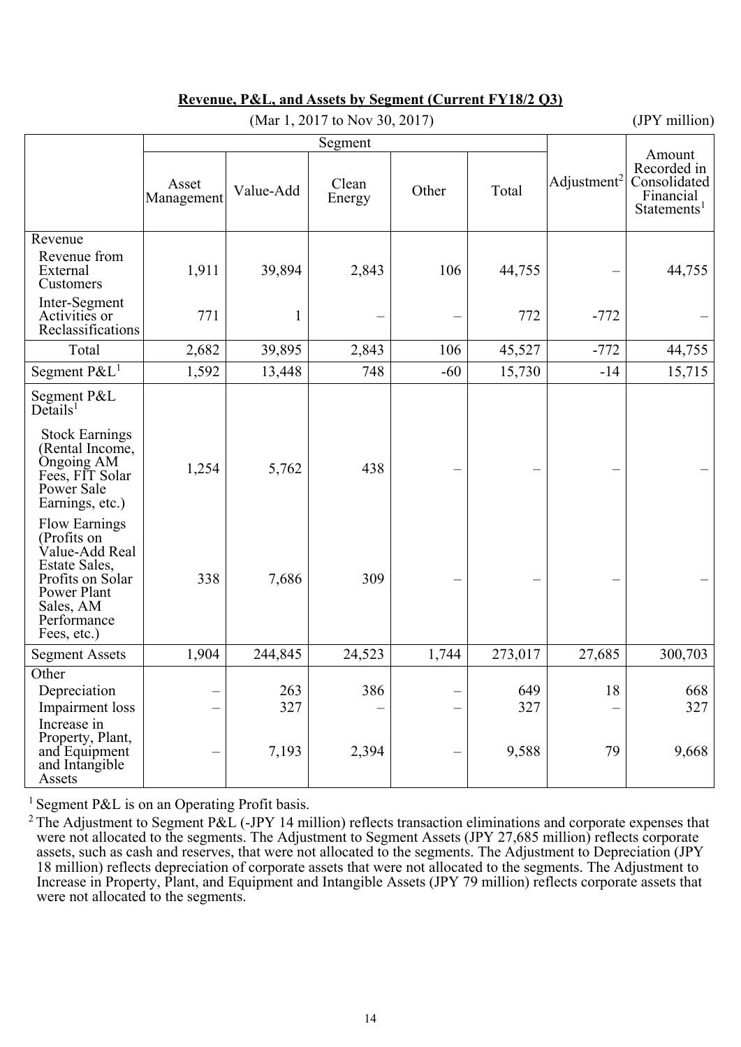## Revenue, P&L, and Assets by Segment (Current FY18/2 Q3)

(Mar 1, 2017 to Nov 30, 2017) (JPY million)

| | Segment | | | | | Adjustment[2] | Amount Recorded in Consolidated Financial Statements[1] |
|---|---|---|---|---|---|---|---|
| | Asset Management | Value-Add | Clean Energy | Other | Total | | |
| Revenue | | | | | | | |
| Revenue from External Customers | 1,911 | 39,894 | 2,843 | 106 | 44,755 | – | 44,755 |
| Inter-Segment Activities or Reclassifications | 771 | 1 | – | – | 772 | -772 | – |
| Total | 2,682 | 39,895 | 2,843 | 106 | 45,527 | -772 | 44,755 |
| Segment P&L[1] | 1,592 | 13,448 | 748 | -60 | 15,730 | -14 | 15,715 |
| Segment P&L Details[1] | | | | | | | |
| Stock Earnings (Rental Income, Ongoing AM Fees, FIT Solar Power Sale Earnings, etc.) | 1,254 | 5,762 | 438 | – | – | – | – |
| Flow Earnings (Profits on Value-Add Real Estate Sales, Profits on Solar Power Plant Sales, AM Performance Fees, etc.) | 338 | 7,686 | 309 | – | – | – | – |
| Segment Assets | 1,904 | 244,845 | 24,523 | 1,744 | 273,017 | 27,685 | 300,703 |
| Other | | | | | | | |
| Depreciation | – | 263 | 386 | – | 649 | 18 | 668 |
| Impairment loss | – | 327 | – | – | 327 | – | 327 |
| Increase in Property, Plant, and Equipment and Intangible Assets | – | 7,193 | 2,394 | – | 9,588 | 79 | 9,668 |

[1] Segment P&L is on an Operating Profit basis.

[2] The Adjustment to Segment P&L (-JPY 14 million) reflects transaction eliminations and corporate expenses that were not allocated to the segments. The Adjustment to Segment Assets (JPY 27,685 million) reflects corporate assets, such as cash and reserves, that were not allocated to the segments. The Adjustment to Depreciation (JPY 18 million) reflects depreciation of corporate assets that were not allocated to the segments. The Adjustment to Increase in Property, Plant, and Equipment and Intangible Assets (JPY 79 million) reflects corporate assets that were not allocated to the segments.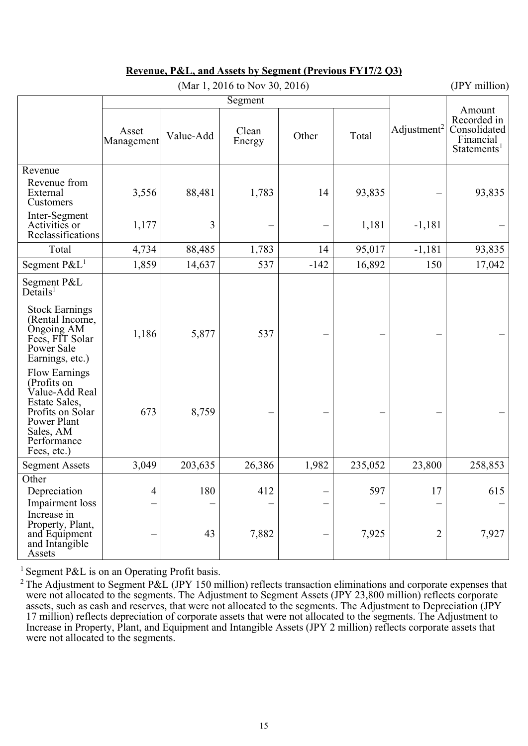**Revenue, P&L, and Assets by Segment (Previous FY17/2 Q3)**

(Mar 1, 2016 to Nov 30, 2016) (JPY million)

| | Segment | | | | | Adjustment[2] | Amount Recorded in Consolidated Financial Statements[1] |
|---|---|---|---|---|---|---|---|
| | Asset Management | Value-Add | Clean Energy | Other | Total | | |
| Revenue | | | | | | | |
| Revenue from External Customers | 3,556 | 88,481 | 1,783 | 14 | 93,835 | – | 93,835 |
| Inter-Segment Activities or Reclassifications | 1,177 | 3 | – | – | 1,181 | -1,181 | – |
| Total | 4,734 | 88,485 | 1,783 | 14 | 95,017 | -1,181 | 93,835 |
| Segment P&L[1] | 1,859 | 14,637 | 537 | -142 | 16,892 | 150 | 17,042 |
| Segment P&L Details[1] | | | | | | | |
| Stock Earnings (Rental Income, Ongoing AM Fees, FIT Solar Power Sale Earnings, etc.) | 1,186 | 5,877 | 537 | – | – | – | – |
| Flow Earnings (Profits on Value-Add Real Estate Sales, Profits on Solar Power Plant Sales, AM Performance Fees, etc.) | 673 | 8,759 | – | – | – | – | – |
| Segment Assets | 3,049 | 203,635 | 26,386 | 1,982 | 235,052 | 23,800 | 258,853 |
| Other | | | | | | | |
| Depreciation | 4 | 180 | 412 | – | 597 | 17 | 615 |
| Impairment loss | – | – | – | – | – | – | – |
| Increase in Property, Plant, and Equipment and Intangible Assets | – | 43 | 7,882 | – | 7,925 | 2 | 7,927 |

[1] Segment P&L is on an Operating Profit basis.

[2] The Adjustment to Segment P&L (JPY 150 million) reflects transaction eliminations and corporate expenses that were not allocated to the segments. The Adjustment to Segment Assets (JPY 23,800 million) reflects corporate assets, such as cash and reserves, that were not allocated to the segments. The Adjustment to Depreciation (JPY 17 million) reflects depreciation of corporate assets that were not allocated to the segments. The Adjustment to Increase in Property, Plant, and Equipment and Intangible Assets (JPY 2 million) reflects corporate assets that were not allocated to the segments.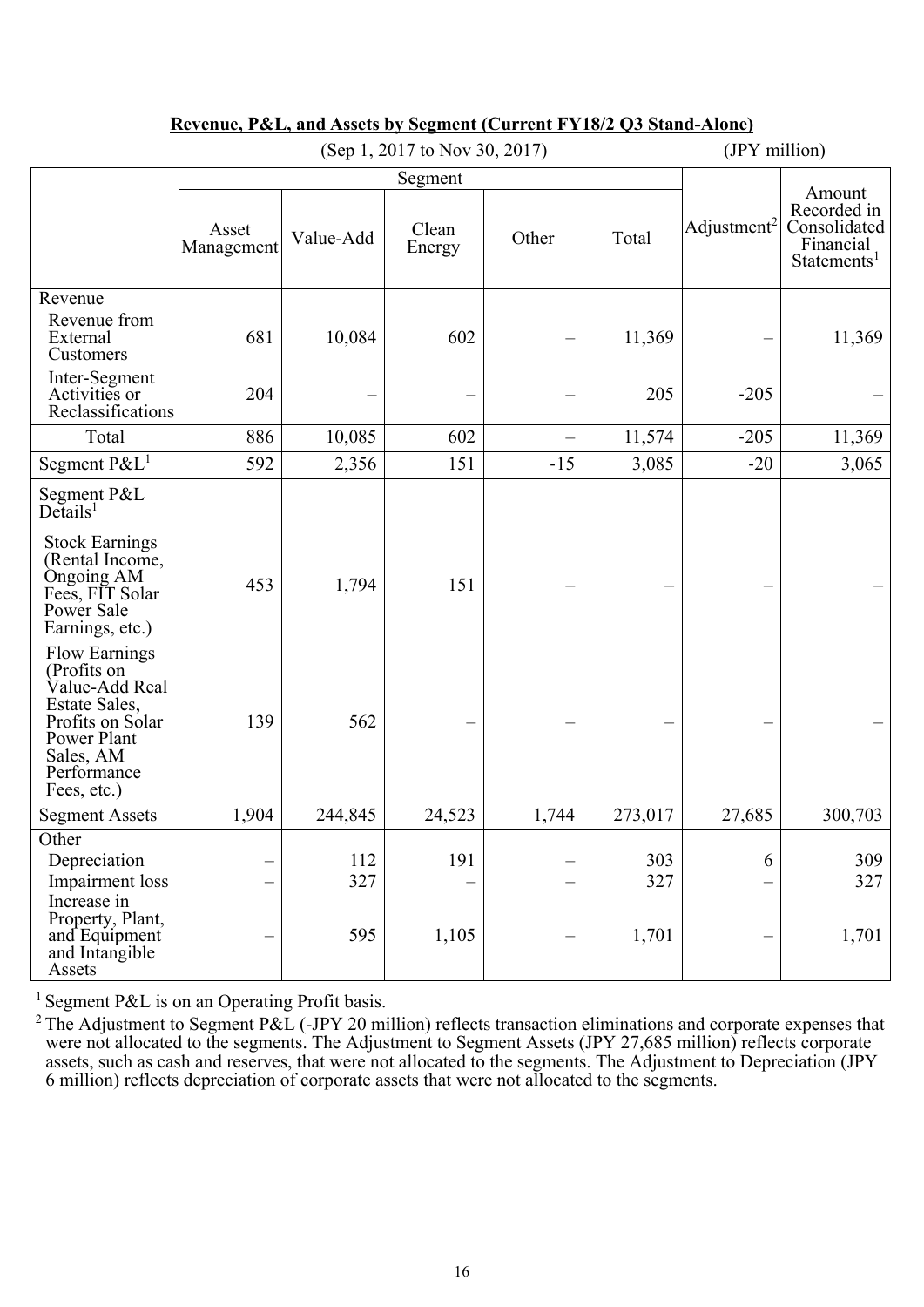**Revenue, P&L, and Assets by Segment (Current FY18/2 Q3 Stand-Alone)**

(Sep 1, 2017 to Nov 30, 2017) (JPY million)

| | Segment | | | | | Adjustment[2] | Amount Recorded in Consolidated Financial Statements[1] |
|---|---|---|---|---|---|---|---|
| | Asset Management | Value-Add | Clean Energy | Other | Total | | |
| Revenue | | | | | | | |
| Revenue from External Customers | 681 | 10,084 | 602 | – | 11,369 | – | 11,369 |
| Inter-Segment Activities or Reclassifications | 204 | – | – | – | 205 | -205 | – |
| Total | 886 | 10,085 | 602 | – | 11,574 | -205 | 11,369 |
| Segment P&L[1] | 592 | 2,356 | 151 | -15 | 3,085 | -20 | 3,065 |
| Segment P&L Details[1] | | | | | | | |
| Stock Earnings (Rental Income, Ongoing AM Fees, FIT Solar Power Sale Earnings, etc.) | 453 | 1,794 | 151 | – | – | – | – |
| Flow Earnings (Profits on Value-Add Real Estate Sales, Profits on Solar Power Plant Sales, AM Performance Fees, etc.) | 139 | 562 | – | – | – | – | – |
| Segment Assets | 1,904 | 244,845 | 24,523 | 1,744 | 273,017 | 27,685 | 300,703 |
| Other | | | | | | | |
| Depreciation | – | 112 | 191 | – | 303 | 6 | 309 |
| Impairment loss | – | 327 | – | – | 327 | – | 327 |
| Increase in Property, Plant, and Equipment and Intangible Assets | – | 595 | 1,105 | – | 1,701 | – | 1,701 |

[1] Segment P&L is on an Operating Profit basis.

[2] The Adjustment to Segment P&L (-JPY 20 million) reflects transaction eliminations and corporate expenses that were not allocated to the segments. The Adjustment to Segment Assets (JPY 27,685 million) reflects corporate assets, such as cash and reserves, that were not allocated to the segments. The Adjustment to Depreciation (JPY 6 million) reflects depreciation of corporate assets that were not allocated to the segments.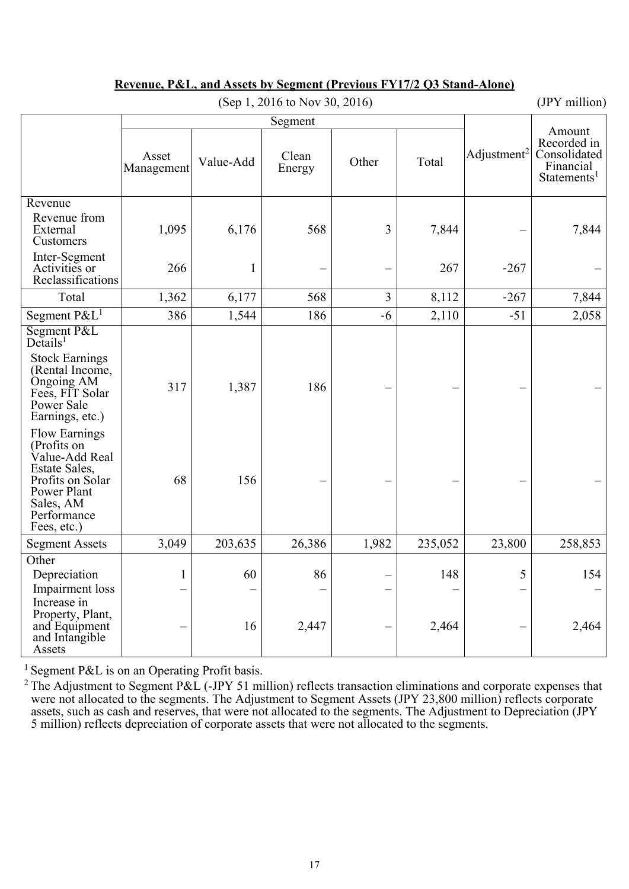**Revenue, P&L, and Assets by Segment (Previous FY17/2 Q3 Stand-Alone)**

(Sep 1, 2016 to Nov 30, 2016) (JPY million)

| | Segment | | | | | Adjustment[2] | Amount Recorded in Consolidated Financial Statements[1] |
|---|---|---|---|---|---|---|---|
| | Asset Management | Value-Add | Clean Energy | Other | Total | | |
| Revenue | | | | | | | |
| Revenue from External Customers | 1,095 | 6,176 | 568 | 3 | 7,844 | – | 7,844 |
| Inter-Segment Activities or Reclassifications | 266 | 1 | – | – | 267 | -267 | – |
| Total | 1,362 | 6,177 | 568 | 3 | 8,112 | -267 | 7,844 |
| Segment P&L[1] | 386 | 1,544 | 186 | -6 | 2,110 | -51 | 2,058 |
| Segment P&L Details[1] | | | | | | | |
| Stock Earnings (Rental Income, Ongoing AM Fees, FIT Solar Power Sale Earnings, etc.) | 317 | 1,387 | 186 | – | – | – | – |
| Flow Earnings (Profits on Value-Add Real Estate Sales, Profits on Solar Power Plant Sales, AM Performance Fees, etc.) | 68 | 156 | – | – | – | – | – |
| Segment Assets | 3,049 | 203,635 | 26,386 | 1,982 | 235,052 | 23,800 | 258,853 |
| Other | | | | | | | |
| Depreciation | 1 | 60 | 86 | – | 148 | 5 | 154 |
| Impairment loss | – | – | – | – | – | – | – |
| Increase in Property, Plant, and Equipment and Intangible Assets | – | 16 | 2,447 | – | 2,464 | – | 2,464 |

[1] Segment P&L is on an Operating Profit basis.

[2] The Adjustment to Segment P&L (-JPY 51 million) reflects transaction eliminations and corporate expenses that were not allocated to the segments. The Adjustment to Segment Assets (JPY 23,800 million) reflects corporate assets, such as cash and reserves, that were not allocated to the segments. The Adjustment to Depreciation (JPY 5 million) reflects depreciation of corporate assets that were not allocated to the segments.